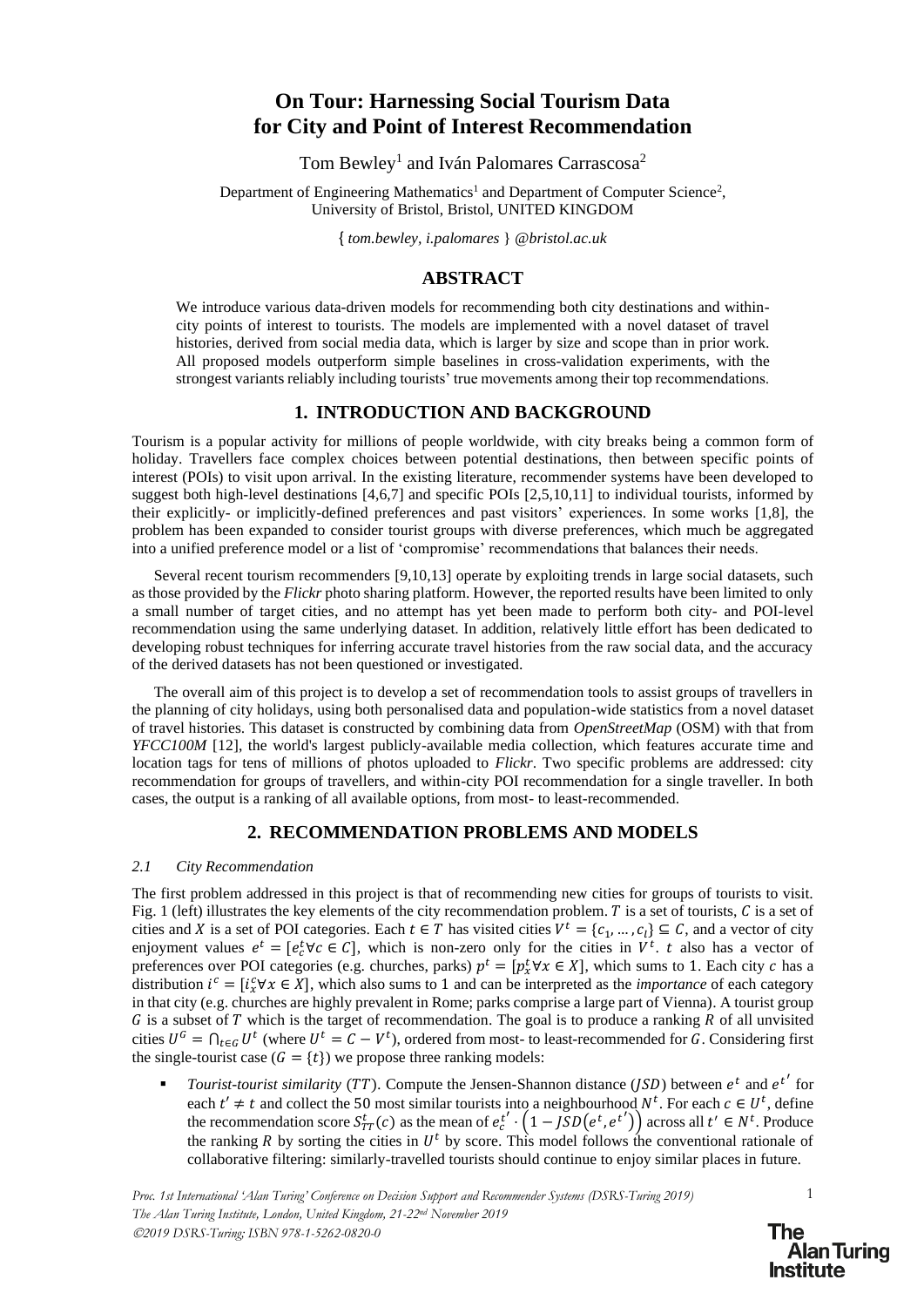# On Tour: Harnessing Social Tourism Data for City and Point of Interest Recommendation

Tom Bewley[1] and Iván Palomares Carrascosa[2]

Department of Engineering Mathematics[1] and Department of Computer Science[2], University of Bristol, Bristol, UNITED KINGDOM

{ *tom.bewley, i.palomares* } *@bristol.ac.uk*

## ABSTRACT

We introduce various data-driven models for recommending both city destinations and within-city points of interest to tourists. The models are implemented with a novel dataset of travel histories, derived from social media data, which is larger by size and scope than in prior work. All proposed models outperform simple baselines in cross-validation experiments, with the strongest variants reliably including tourists' true movements among their top recommendations.

## 1. INTRODUCTION AND BACKGROUND

Tourism is a popular activity for millions of people worldwide, with city breaks being a common form of holiday. Travellers face complex choices between potential destinations, then between specific points of interest (POIs) to visit upon arrival. In the existing literature, recommender systems have been developed to suggest both high-level destinations [4,6,7] and specific POIs [2,5,10,11] to individual tourists, informed by their explicitly- or implicitly-defined preferences and past visitors' experiences. In some works [1,8], the problem has been expanded to consider tourist groups with diverse preferences, which much be aggregated into a unified preference model or a list of 'compromise' recommendations that balances their needs.

Several recent tourism recommenders [9,10,13] operate by exploiting trends in large social datasets, such as those provided by the *Flickr* photo sharing platform. However, the reported results have been limited to only a small number of target cities, and no attempt has yet been made to perform both city- and POI-level recommendation using the same underlying dataset. In addition, relatively little effort has been dedicated to developing robust techniques for inferring accurate travel histories from the raw social data, and the accuracy of the derived datasets has not been questioned or investigated.

The overall aim of this project is to develop a set of recommendation tools to assist groups of travellers in the planning of city holidays, using both personalised data and population-wide statistics from a novel dataset of travel histories. This dataset is constructed by combining data from *OpenStreetMap* (OSM) with that from *YFCC100M* [12], the world's largest publicly-available media collection, which features accurate time and location tags for tens of millions of photos uploaded to *Flickr*. Two specific problems are addressed: city recommendation for groups of travellers, and within-city POI recommendation for a single traveller. In both cases, the output is a ranking of all available options, from most- to least-recommended.

## 2. RECOMMENDATION PROBLEMS AND MODELS

### 2.1 City Recommendation

The first problem addressed in this project is that of recommending new cities for groups of tourists to visit. Fig. 1 (left) illustrates the key elements of the city recommendation problem. $T$ is a set of tourists, $C$ is a set of cities and $X$ is a set of POI categories. Each $t \in T$ has visited cities $V^t = \{c_1, \dots, c_l\} \subseteq C$, and a vector of city enjoyment values $e^t = [e_c^t \forall c \in C]$, which is non-zero only for the cities in $V^t$. $t$ also has a vector of preferences over POI categories (e.g. churches, parks) $p^t = [p_x^t \forall x \in X]$, which sums to 1. Each city $c$ has a distribution $i^c = [i_x^c \forall x \in X]$, which also sums to 1 and can be interpreted as the *importance* of each category in that city (e.g. churches are highly prevalent in Rome; parks comprise a large part of Vienna). A tourist group $G$ is a subset of $T$ which is the target of recommendation. The goal is to produce a ranking $R$ of all unvisited cities $U^G = \bigcap_{t \in G} U^t$ (where $U^t = C - V^t$), ordered from most- to least-recommended for $G$. Considering first the single-tourist case ($G = \{t\}$) we propose three ranking models:

- *Tourist-tourist similarity* ($TT$). Compute the Jensen-Shannon distance ($JSD$) between $e^t$ and $e^{t'}$ for each $t' \neq t$ and collect the 50 most similar tourists into a neighbourhood $N^t$. For each $c \in U^t$, define the recommendation score $S_{TT}^t(c)$ as the mean of $e_c^{t'} \cdot \left(1 - JSD\left(e^t, e^{t'}\right)\right)$ across all $t' \in N^t$. Produce the ranking $R$ by sorting the cities in $U^t$ by score. This model follows the conventional rationale of collaborative filtering: similarly-travelled tourists should continue to enjoy similar places in future.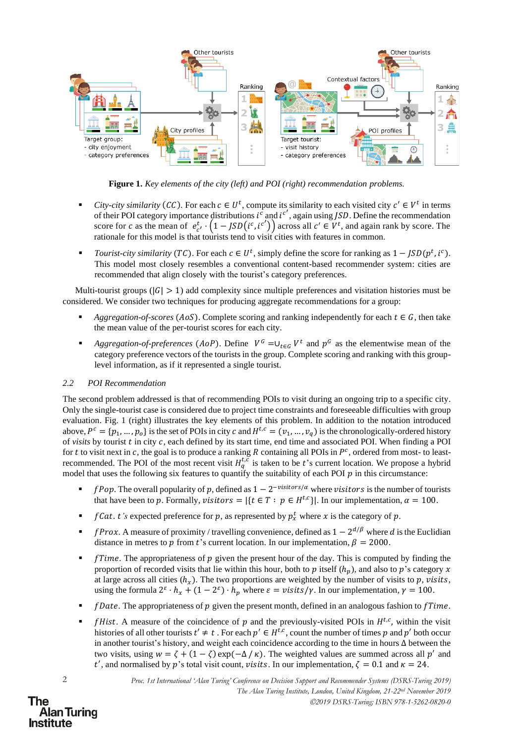**Figure 1.** *Key elements of the city (left) and POI (right) recommendation problems.*

- *City-city similarity* ($CC$). For each $c \in U^t$, compute its similarity to each visited city $c' \in V^t$ in terms of their POI category importance distributions $i^c$ and $i^{c'}$, again using $JSD$. Define the recommendation score for $c$ as the mean of $e^t_{c'} \cdot \left(1 - JSD\left(i^c, i^{c'}\right)\right)$ across all $c' \in V^t$, and again rank by score. The rationale for this model is that tourists tend to visit cities with features in common.
- *Tourist-city similarity* ($TC$). For each $c \in U^t$, simply define the score for ranking as $1 - JSD(p^t, i^c)$. This model most closely resembles a conventional content-based recommender system: cities are recommended that align closely with the tourist's category preferences.

Multi-tourist groups ($|G| > 1$) add complexity since multiple preferences and visitation histories must be considered. We consider two techniques for producing aggregate recommendations for a group:

- *Aggregation-of-scores* ($AoS$). Complete scoring and ranking independently for each $t \in G$, then take the mean value of the per-tourist scores for each city.
- *Aggregation-of-preferences* ($AoP$). Define $V^G = \cup_{t \in G} V^t$ and $p^G$ as the elementwise mean of the category preference vectors of the tourists in the group. Complete scoring and ranking with this group-level information, as if it represented a single tourist.

### *2.2 POI Recommendation*

The second problem addressed is that of recommending POIs to visit during an ongoing trip to a specific city. Only the single-tourist case is considered due to project time constraints and foreseeable difficulties with group evaluation. Fig. 1 (right) illustrates the key elements of this problem. In addition to the notation introduced above, $P^c = \{p_1, \ldots, p_o\}$ is the set of POIs in city $c$ and $H^{t,c} = (v_1, \ldots, v_q)$ is the chronologically-ordered history of *visits* by tourist $t$ in city $c$, each defined by its start time, end time and associated POI. When finding a POI for $t$ to visit next in $c$, the goal is to produce a ranking $R$ containing all POIs in $P^c$, ordered from most- to least-recommended. The POI of the most recent visit $H^{t,c}_q$ is taken to be $t$'s current location. We propose a hybrid model that uses the following six features to quantify the suitability of each POI $p$ in this circumstance.

- $fPop$. The overall popularity of $p$, defined as $1 - 2^{-visitors/\alpha}$ where $visitors$ is the number of tourists that have been to $p$. Formally, $visitors = |\{t \in T : \, p \in H^{t,c}\}|$. In our implementation, $\alpha = 100$.
- $fCat$. $t$*'s* expected preference for $p$, as represented by $p^t_x$ where $x$ is the category of $p$.
- $fProx$. A measure of proximity / travelling convenience, defined as $1 - 2^{d/\beta}$ where $d$ is the Euclidian distance in metres to $p$ from $t$'s current location. In our implementation, $\beta = 2000$.
- $fTime$. The appropriateness of $p$ given the present hour of the day. This is computed by finding the proportion of recorded visits that lie within this hour, both to $p$ itself ($h_p$), and also to $p$'s category $x$ at large across all cities ($h_x$). The two proportions are weighted by the number of visits to $p$, $visits$, using the formula $2^{\varepsilon} \cdot h_x + (1 - 2^{\varepsilon}) \cdot h_p$ where $\varepsilon = visits/\gamma$. In our implementation, $\gamma = 100$.
- $fDate$. The appropriateness of $p$ given the present month, defined in an analogous fashion to $fTime$.
- $fHist$. A measure of the coincidence of $p$ and the previously-visited POIs in $H^{t,c}$, within the visit histories of all other tourists $t' \neq t$ . For each $p' \in H^{t,c}$, count the number of times $p$ and $p'$ both occur in another tourist's history, and weight each coincidence according to the time in hours $\Delta$ between the two visits, using $w = \zeta + (1 - \zeta)\exp(-\Delta \,/\, \kappa)$. The weighted values are summed across all $p'$ and $t'$, and normalised by $p$'s total visit count, $visits$. In our implementation, $\zeta = 0.1$ and $\kappa = 24$.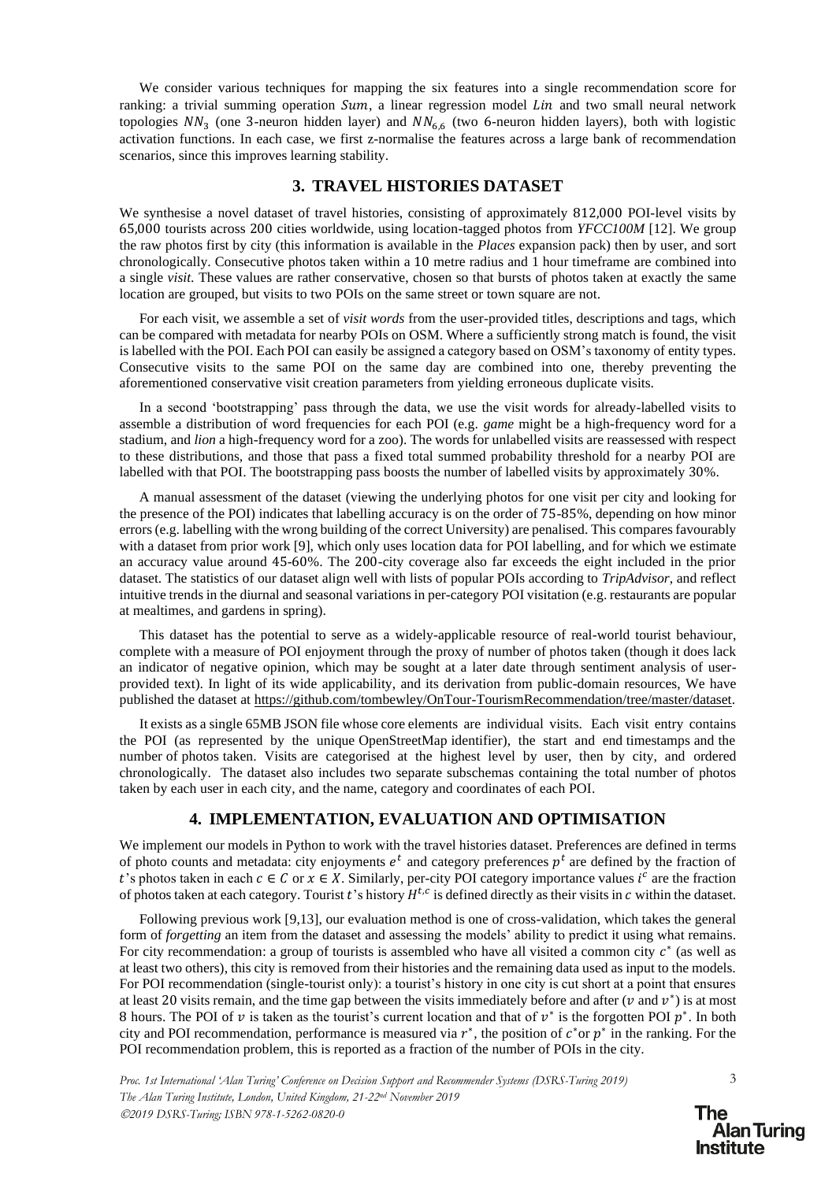We consider various techniques for mapping the six features into a single recommendation score for ranking: a trivial summing operation $Sum$, a linear regression model $Lin$ and two small neural network topologies $NN_3$ (one 3-neuron hidden layer) and $NN_{6,6}$ (two 6-neuron hidden layers), both with logistic activation functions. In each case, we first z-normalise the features across a large bank of recommendation scenarios, since this improves learning stability.

## 3. TRAVEL HISTORIES DATASET

We synthesise a novel dataset of travel histories, consisting of approximately 812,000 POI-level visits by 65,000 tourists across 200 cities worldwide, using location-tagged photos from *YFCC100M* [12]. We group the raw photos first by city (this information is available in the *Places* expansion pack) then by user, and sort chronologically. Consecutive photos taken within a 10 metre radius and 1 hour timeframe are combined into a single *visit*. These values are rather conservative, chosen so that bursts of photos taken at exactly the same location are grouped, but visits to two POIs on the same street or town square are not.

For each visit, we assemble a set of *visit words* from the user-provided titles, descriptions and tags, which can be compared with metadata for nearby POIs on OSM. Where a sufficiently strong match is found, the visit is labelled with the POI. Each POI can easily be assigned a category based on OSM's taxonomy of entity types. Consecutive visits to the same POI on the same day are combined into one, thereby preventing the aforementioned conservative visit creation parameters from yielding erroneous duplicate visits.

In a second 'bootstrapping' pass through the data, we use the visit words for already-labelled visits to assemble a distribution of word frequencies for each POI (e.g. *game* might be a high-frequency word for a stadium, and *lion* a high-frequency word for a zoo). The words for unlabelled visits are reassessed with respect to these distributions, and those that pass a fixed total summed probability threshold for a nearby POI are labelled with that POI. The bootstrapping pass boosts the number of labelled visits by approximately 30%.

A manual assessment of the dataset (viewing the underlying photos for one visit per city and looking for the presence of the POI) indicates that labelling accuracy is on the order of 75-85%, depending on how minor errors (e.g. labelling with the wrong building of the correct University) are penalised. This compares favourably with a dataset from prior work [9], which only uses location data for POI labelling, and for which we estimate an accuracy value around 45-60%. The 200-city coverage also far exceeds the eight included in the prior dataset. The statistics of our dataset align well with lists of popular POIs according to *TripAdvisor*, and reflect intuitive trends in the diurnal and seasonal variations in per-category POI visitation (e.g. restaurants are popular at mealtimes, and gardens in spring).

This dataset has the potential to serve as a widely-applicable resource of real-world tourist behaviour, complete with a measure of POI enjoyment through the proxy of number of photos taken (though it does lack an indicator of negative opinion, which may be sought at a later date through sentiment analysis of user-provided text). In light of its wide applicability, and its derivation from public-domain resources, We have published the dataset at https://github.com/tombewley/OnTour-TourismRecommendation/tree/master/dataset.

It exists as a single 65MB JSON file whose core elements are individual visits. Each visit entry contains the POI (as represented by the unique OpenStreetMap identifier), the start and end timestamps and the number of photos taken. Visits are categorised at the highest level by user, then by city, and ordered chronologically. The dataset also includes two separate subschemas containing the total number of photos taken by each user in each city, and the name, category and coordinates of each POI.

## 4. IMPLEMENTATION, EVALUATION AND OPTIMISATION

We implement our models in Python to work with the travel histories dataset. Preferences are defined in terms of photo counts and metadata: city enjoyments $e^t$ and category preferences $p^t$ are defined by the fraction of $t$'s photos taken in each $c \in C$ or $x \in X$. Similarly, per-city POI category importance values $i^c$ are the fraction of photos taken at each category. Tourist $t$'s history $H^{t,c}$ is defined directly as their visits in $c$ within the dataset.

Following previous work [9,13], our evaluation method is one of cross-validation, which takes the general form of *forgetting* an item from the dataset and assessing the models' ability to predict it using what remains. For city recommendation: a group of tourists is assembled who have all visited a common city $c^*$ (as well as at least two others), this city is removed from their histories and the remaining data used as input to the models. For POI recommendation (single-tourist only): a tourist's history in one city is cut short at a point that ensures at least 20 visits remain, and the time gap between the visits immediately before and after ($v$ and $v^*$) is at most 8 hours. The POI of $v$ is taken as the tourist's current location and that of $v^*$ is the forgotten POI $p^*$. In both city and POI recommendation, performance is measured via $r^*$, the position of $c^*$or $p^*$ in the ranking. For the POI recommendation problem, this is reported as a fraction of the number of POIs in the city.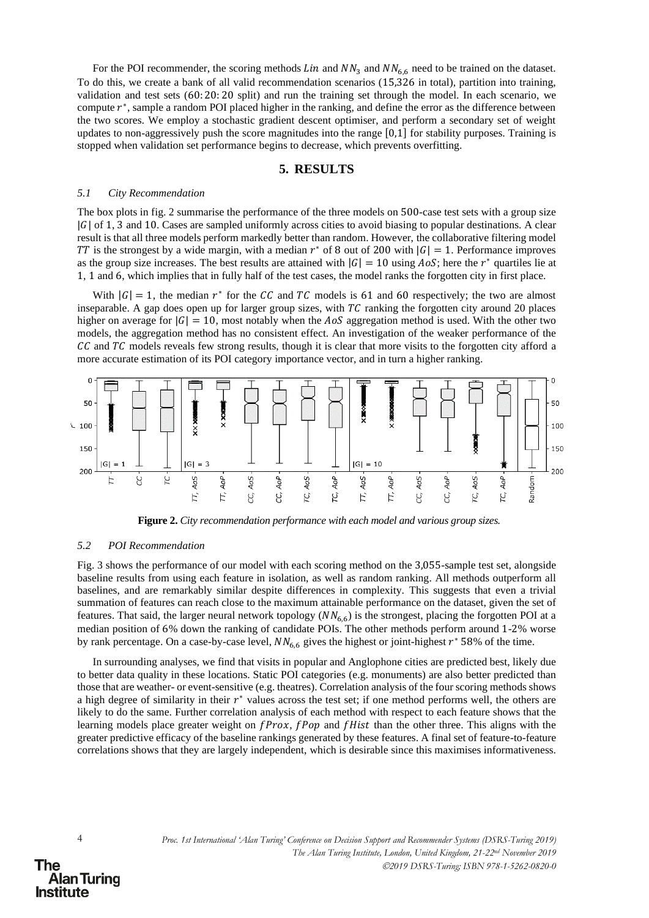For the POI recommender, the scoring methods $Lin$ and $NN_3$ and $NN_{6,6}$ need to be trained on the dataset. To do this, we create a bank of all valid recommendation scenarios (15,326 in total), partition into training, validation and test sets (60: 20: 20 split) and run the training set through the model. In each scenario, we compute $r^*$, sample a random POI placed higher in the ranking, and define the error as the difference between the two scores. We employ a stochastic gradient descent optimiser, and perform a secondary set of weight updates to non-aggressively push the score magnitudes into the range $[0,1]$ for stability purposes. Training is stopped when validation set performance begins to decrease, which prevents overfitting.

## 5. RESULTS

### 5.1 City Recommendation

The box plots in fig. 2 summarise the performance of the three models on 500-case test sets with a group size $|G|$ of 1, 3 and 10. Cases are sampled uniformly across cities to avoid biasing to popular destinations. A clear result is that all three models perform markedly better than random. However, the collaborative filtering model $TT$ is the strongest by a wide margin, with a median $r^*$ of 8 out of 200 with $|G| = 1$. Performance improves as the group size increases. The best results are attained with $|G| = 10$ using $AoS$; here the $r^*$ quartiles lie at 1, 1 and 6, which implies that in fully half of the test cases, the model ranks the forgotten city in first place.

With $|G| = 1$, the median $r^*$ for the $CC$ and $TC$ models is 61 and 60 respectively; the two are almost inseparable. A gap does open up for larger group sizes, with $TC$ ranking the forgotten city around 20 places higher on average for $|G| = 10$, most notably when the $AoS$ aggregation method is used. With the other two models, the aggregation method has no consistent effect. An investigation of the weaker performance of the $CC$ and $TC$ models reveals few strong results, though it is clear that more visits to the forgotten city afford a more accurate estimation of its POI category importance vector, and in turn a higher ranking.

**Figure 2.** *City recommendation performance with each model and various group sizes.*

### 5.2 POI Recommendation

Fig. 3 shows the performance of our model with each scoring method on the 3,055-sample test set, alongside baseline results from using each feature in isolation, as well as random ranking. All methods outperform all baselines, and are remarkably similar despite differences in complexity. This suggests that even a trivial summation of features can reach close to the maximum attainable performance on the dataset, given the set of features. That said, the larger neural network topology ($NN_{6,6}$) is the strongest, placing the forgotten POI at a median position of 6% down the ranking of candidate POIs. The other methods perform around 1-2% worse by rank percentage. On a case-by-case level, $NN_{6,6}$ gives the highest or joint-highest $r^*$ 58% of the time.

In surrounding analyses, we find that visits in popular and Anglophone cities are predicted best, likely due to better data quality in these locations. Static POI categories (e.g. monuments) are also better predicted than those that are weather- or event-sensitive (e.g. theatres). Correlation analysis of the four scoring methods shows a high degree of similarity in their $r^*$ values across the test set; if one method performs well, the others are likely to do the same. Further correlation analysis of each method with respect to each feature shows that the learning models place greater weight on $fProx$, $fPop$ and $fHist$ than the other three. This aligns with the greater predictive efficacy of the baseline rankings generated by these features. A final set of feature-to-feature correlations shows that they are largely independent, which is desirable since this maximises informativeness.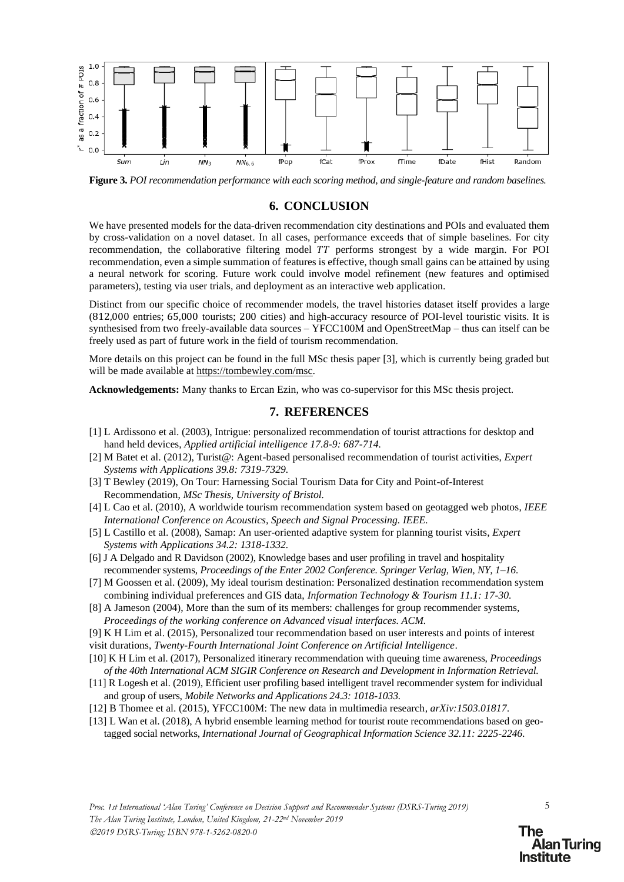1.0
0.8
0.6
0.4
0.2
0.0

$r^*$ as a fraction of # POIs

Sum Lin $NN_3$ $NN_{6,6}$ fPop fCat fProx fTime fDate fHist Random

**Figure 3.** *POI recommendation performance with each scoring method, and single-feature and random baselines.*

## 6. CONCLUSION

We have presented models for the data-driven recommendation city destinations and POIs and evaluated them by cross-validation on a novel dataset. In all cases, performance exceeds that of simple baselines. For city recommendation, the collaborative filtering model $TT$ performs strongest by a wide margin. For POI recommendation, even a simple summation of features is effective, though small gains can be attained by using a neural network for scoring. Future work could involve model refinement (new features and optimised parameters), testing via user trials, and deployment as an interactive web application.

Distinct from our specific choice of recommender models, the travel histories dataset itself provides a large (812,000 entries; 65,000 tourists; 200 cities) and high-accuracy resource of POI-level touristic visits. It is synthesised from two freely-available data sources – YFCC100M and OpenStreetMap – thus can itself can be freely used as part of future work in the field of tourism recommendation.

More details on this project can be found in the full MSc thesis paper [3], which is currently being graded but will be made available at https://tombewley.com/msc.

**Acknowledgements:** Many thanks to Ercan Ezin, who was co-supervisor for this MSc thesis project.

## 7. REFERENCES

[1] L Ardissono et al. (2003), Intrigue: personalized recommendation of tourist attractions for desktop and hand held devices, *Applied artificial intelligence 17.8-9: 687-714.*

[2] M Batet et al. (2012), Turist@: Agent-based personalised recommendation of tourist activities, *Expert Systems with Applications 39.8: 7319-7329.*

[3] T Bewley (2019), On Tour: Harnessing Social Tourism Data for City and Point-of-Interest Recommendation, *MSc Thesis, University of Bristol.*

[4] L Cao et al. (2010), A worldwide tourism recommendation system based on geotagged web photos, *IEEE International Conference on Acoustics, Speech and Signal Processing. IEEE.*

[5] L Castillo et al. (2008), Samap: An user-oriented adaptive system for planning tourist visits, *Expert Systems with Applications 34.2: 1318-1332.*

[6] J A Delgado and R Davidson (2002), Knowledge bases and user profiling in travel and hospitality recommender systems, *Proceedings of the Enter 2002 Conference. Springer Verlag, Wien, NY, 1–16.*

[7] M Goossen et al. (2009), My ideal tourism destination: Personalized destination recommendation system combining individual preferences and GIS data, *Information Technology & Tourism 11.1: 17-30.*

[8] A Jameson (2004), More than the sum of its members: challenges for group recommender systems, *Proceedings of the working conference on Advanced visual interfaces. ACM.*

[9] K H Lim et al. (2015), Personalized tour recommendation based on user interests and points of interest visit durations, *Twenty-Fourth International Joint Conference on Artificial Intelligence*.

[10] K H Lim et al. (2017), Personalized itinerary recommendation with queuing time awareness, *Proceedings of the 40th International ACM SIGIR Conference on Research and Development in Information Retrieval.*

[11] R Logesh et al. (2019), Efficient user profiling based intelligent travel recommender system for individual and group of users, *Mobile Networks and Applications 24.3: 1018-1033.*

[12] B Thomee et al. (2015), YFCC100M: The new data in multimedia research, *arXiv:1503.01817*.

[13] L Wan et al. (2018), A hybrid ensemble learning method for tourist route recommendations based on geo-tagged social networks, *International Journal of Geographical Information Science 32.11: 2225-2246*.